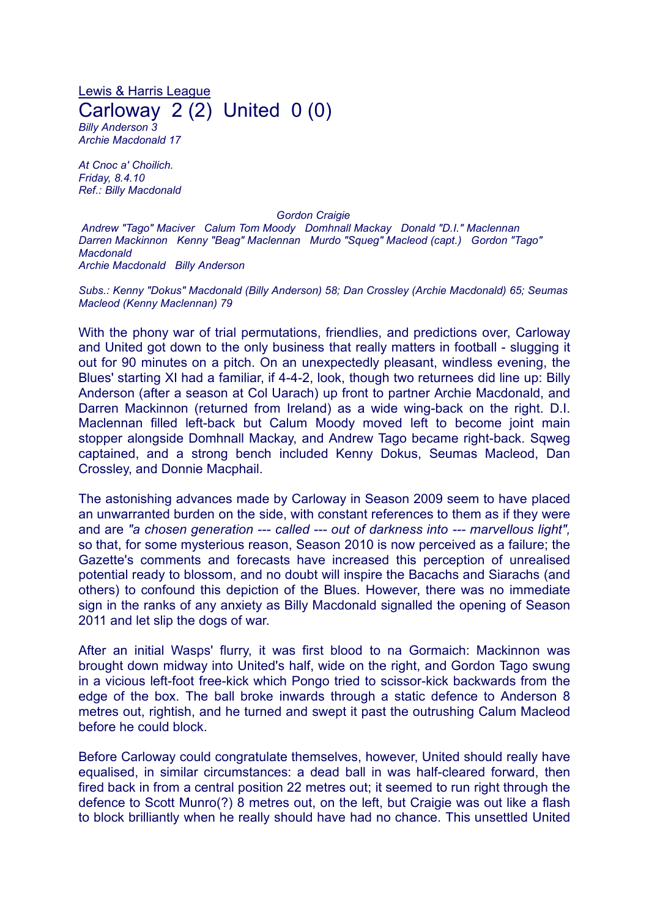<u>Lewis & Harris League</u>

# Carloway 2 (2) United 0 (0)

*Billy Anderson 3*
*Archie Macdonald 17*

*At Cnoc a' Choilich.*
*Friday, 8.4.10*
*Ref.: Billy Macdonald*

*Gordon Craigie*
*Andrew "Tago" Maciver Calum Tom Moody Domhnall Mackay Donald "D.I." Maclennan*
*Darren Mackinnon Kenny "Beag" Maclennan Murdo "Squeg" Macleod (capt.) Gordon "Tago" Macdonald*
*Archie Macdonald Billy Anderson*

*Subs.: Kenny "Dokus" Macdonald (Billy Anderson) 58; Dan Crossley (Archie Macdonald) 65; Seumas Macleod (Kenny Maclennan) 79*

With the phony war of trial permutations, friendlies, and predictions over, Carloway and United got down to the only business that really matters in football - slugging it out for 90 minutes on a pitch. On an unexpectedly pleasant, windless evening, the Blues' starting XI had a familiar, if 4-4-2, look, though two returnees did line up: Billy Anderson (after a season at Col Uarach) up front to partner Archie Macdonald, and Darren Mackinnon (returned from Ireland) as a wide wing-back on the right. D.I. Maclennan filled left-back but Calum Moody moved left to become joint main stopper alongside Domhnall Mackay, and Andrew Tago became right-back. Sqweg captained, and a strong bench included Kenny Dokus, Seumas Macleod, Dan Crossley, and Donnie Macphail.

The astonishing advances made by Carloway in Season 2009 seem to have placed an unwarranted burden on the side, with constant references to them as if they were and are *"a chosen generation --- called --- out of darkness into --- marvellous light",* so that, for some mysterious reason, Season 2010 is now perceived as a failure; the Gazette's comments and forecasts have increased this perception of unrealised potential ready to blossom, and no doubt will inspire the Bacachs and Siarachs (and others) to confound this depiction of the Blues. However, there was no immediate sign in the ranks of any anxiety as Billy Macdonald signalled the opening of Season 2011 and let slip the dogs of war.

After an initial Wasps' flurry, it was first blood to na Gormaich: Mackinnon was brought down midway into United's half, wide on the right, and Gordon Tago swung in a vicious left-foot free-kick which Pongo tried to scissor-kick backwards from the edge of the box. The ball broke inwards through a static defence to Anderson 8 metres out, rightish, and he turned and swept it past the outrushing Calum Macleod before he could block.

Before Carloway could congratulate themselves, however, United should really have equalised, in similar circumstances: a dead ball in was half-cleared forward, then fired back in from a central position 22 metres out; it seemed to run right through the defence to Scott Munro(?) 8 metres out, on the left, but Craigie was out like a flash to block brilliantly when he really should have had no chance. This unsettled United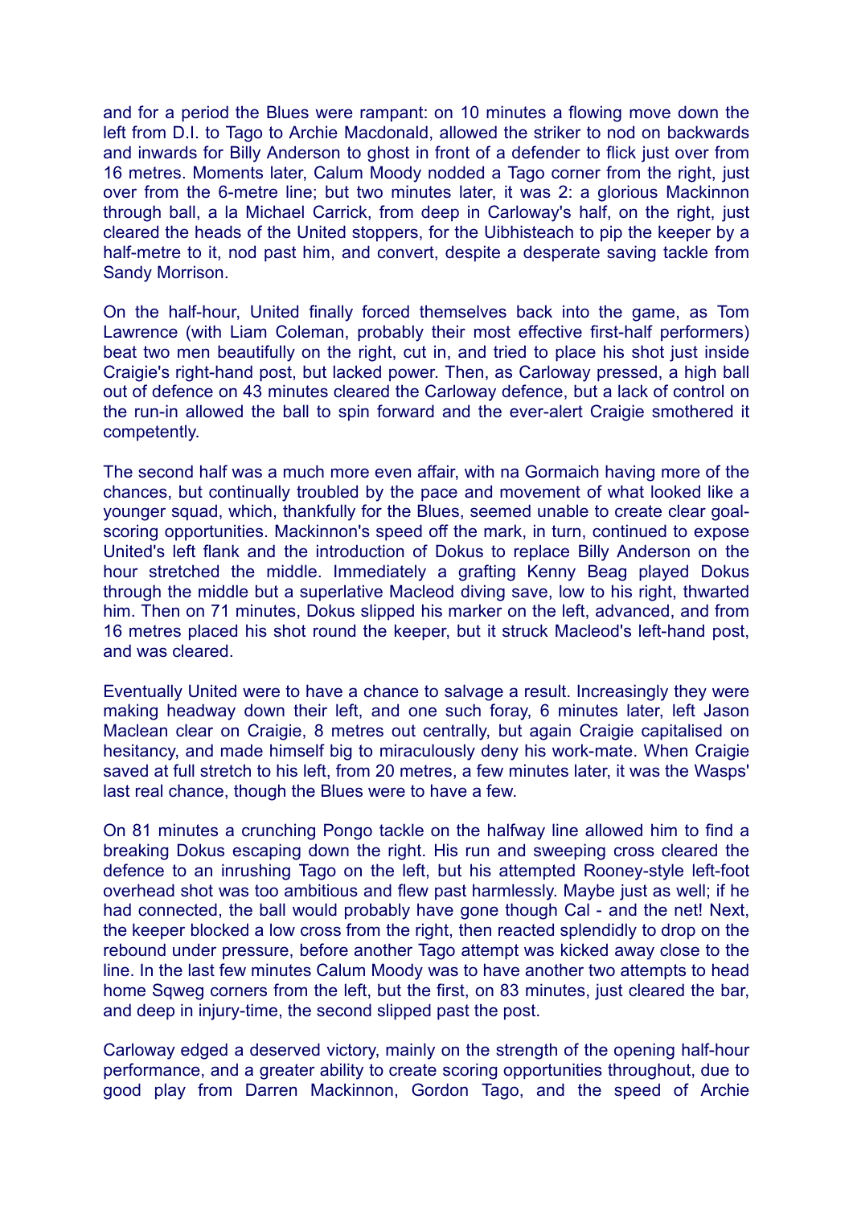and for a period the Blues were rampant: on 10 minutes a flowing move down the left from D.I. to Tago to Archie Macdonald, allowed the striker to nod on backwards and inwards for Billy Anderson to ghost in front of a defender to flick just over from 16 metres. Moments later, Calum Moody nodded a Tago corner from the right, just over from the 6-metre line; but two minutes later, it was 2: a glorious Mackinnon through ball, a la Michael Carrick, from deep in Carloway's half, on the right, just cleared the heads of the United stoppers, for the Uibhisteach to pip the keeper by a half-metre to it, nod past him, and convert, despite a desperate saving tackle from Sandy Morrison.

On the half-hour, United finally forced themselves back into the game, as Tom Lawrence (with Liam Coleman, probably their most effective first-half performers) beat two men beautifully on the right, cut in, and tried to place his shot just inside Craigie's right-hand post, but lacked power. Then, as Carloway pressed, a high ball out of defence on 43 minutes cleared the Carloway defence, but a lack of control on the run-in allowed the ball to spin forward and the ever-alert Craigie smothered it competently.

The second half was a much more even affair, with na Gormaich having more of the chances, but continually troubled by the pace and movement of what looked like a younger squad, which, thankfully for the Blues, seemed unable to create clear goal-scoring opportunities. Mackinnon's speed off the mark, in turn, continued to expose United's left flank and the introduction of Dokus to replace Billy Anderson on the hour stretched the middle. Immediately a grafting Kenny Beag played Dokus through the middle but a superlative Macleod diving save, low to his right, thwarted him. Then on 71 minutes, Dokus slipped his marker on the left, advanced, and from 16 metres placed his shot round the keeper, but it struck Macleod's left-hand post, and was cleared.

Eventually United were to have a chance to salvage a result. Increasingly they were making headway down their left, and one such foray, 6 minutes later, left Jason Maclean clear on Craigie, 8 metres out centrally, but again Craigie capitalised on hesitancy, and made himself big to miraculously deny his work-mate. When Craigie saved at full stretch to his left, from 20 metres, a few minutes later, it was the Wasps' last real chance, though the Blues were to have a few.

On 81 minutes a crunching Pongo tackle on the halfway line allowed him to find a breaking Dokus escaping down the right. His run and sweeping cross cleared the defence to an inrushing Tago on the left, but his attempted Rooney-style left-foot overhead shot was too ambitious and flew past harmlessly. Maybe just as well; if he had connected, the ball would probably have gone though Cal - and the net! Next, the keeper blocked a low cross from the right, then reacted splendidly to drop on the rebound under pressure, before another Tago attempt was kicked away close to the line. In the last few minutes Calum Moody was to have another two attempts to head home Sqweg corners from the left, but the first, on 83 minutes, just cleared the bar, and deep in injury-time, the second slipped past the post.

Carloway edged a deserved victory, mainly on the strength of the opening half-hour performance, and a greater ability to create scoring opportunities throughout, due to good play from Darren Mackinnon, Gordon Tago, and the speed of Archie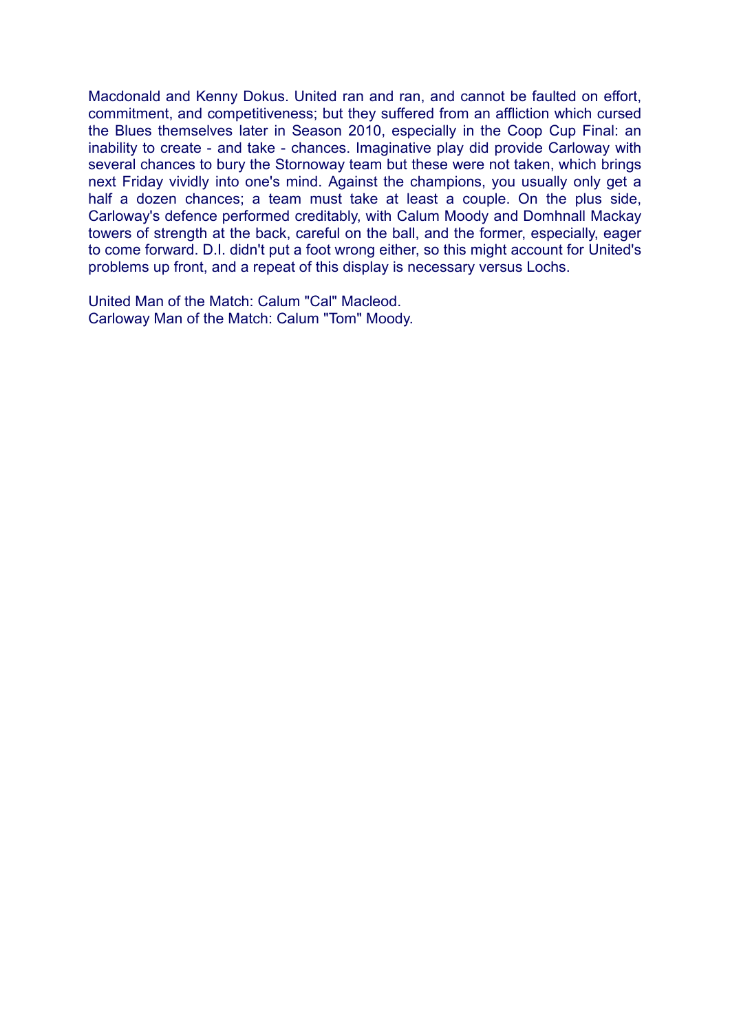Macdonald and Kenny Dokus. United ran and ran, and cannot be faulted on effort, commitment, and competitiveness; but they suffered from an affliction which cursed the Blues themselves later in Season 2010, especially in the Coop Cup Final: an inability to create - and take - chances. Imaginative play did provide Carloway with several chances to bury the Stornoway team but these were not taken, which brings next Friday vividly into one's mind. Against the champions, you usually only get a half a dozen chances; a team must take at least a couple. On the plus side, Carloway's defence performed creditably, with Calum Moody and Domhnall Mackay towers of strength at the back, careful on the ball, and the former, especially, eager to come forward. D.I. didn't put a foot wrong either, so this might account for United's problems up front, and a repeat of this display is necessary versus Lochs.

United Man of the Match: Calum "Cal" Macleod.
Carloway Man of the Match: Calum "Tom" Moody.